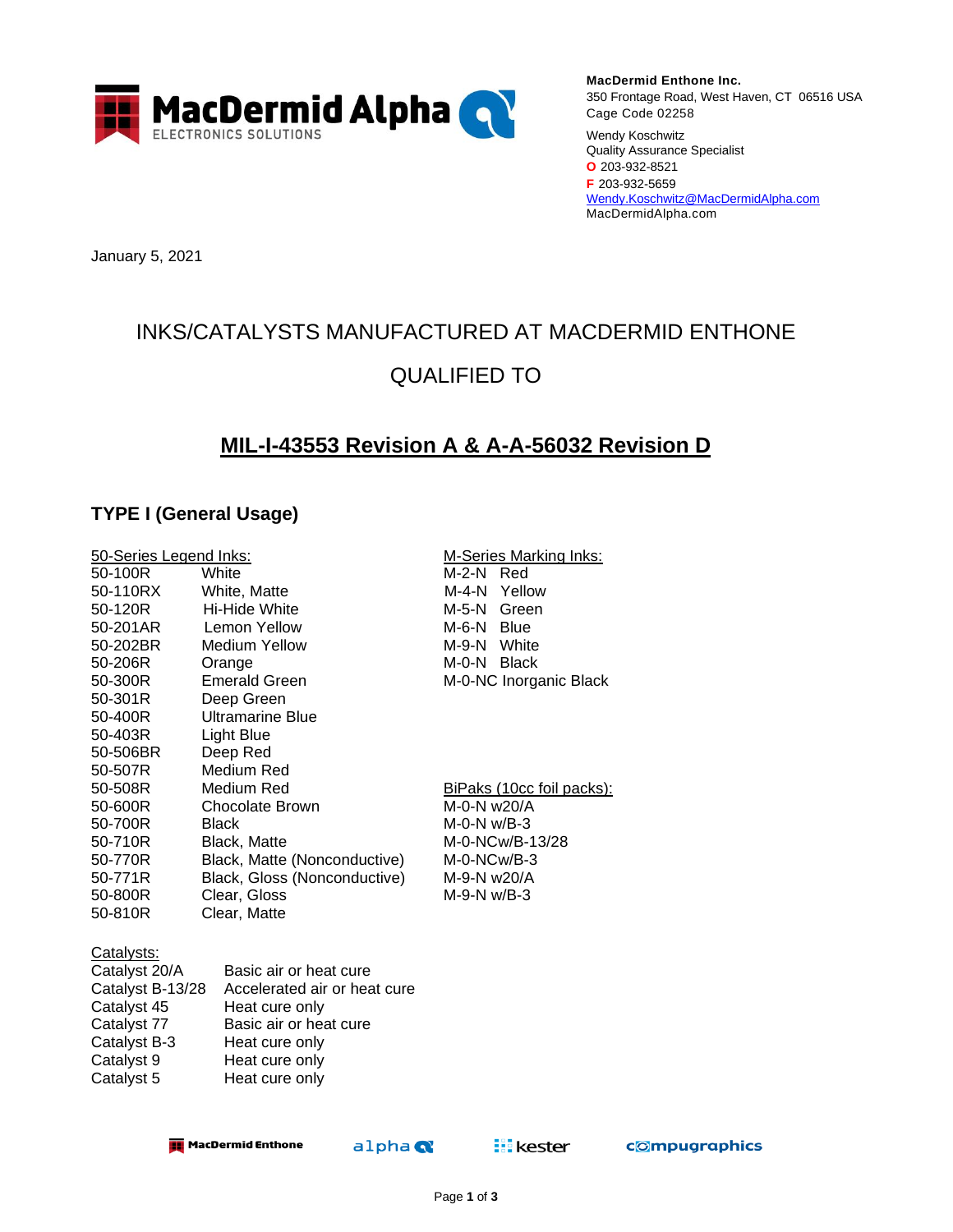**MacDermid Enthone Inc.**
350 Frontage Road, West Haven, CT 06516 USA
Cage Code 02258

Wendy Koschwitz
Quality Assurance Specialist
**O** 203-932-8521
**F** 203-932-5659
Wendy.Koschwitz@MacDermidAlpha.com
MacDermidAlpha.com

January 5, 2021

# INKS/CATALYSTS MANUFACTURED AT MACDERMID ENTHONE

# QUALIFIED TO

## MIL-I-43553 Revision A & A-A-56032 Revision D

### TYPE I (General Usage)

50-Series Legend Inks:

| | |
|---|---|
| 50-100R | White |
| 50-110RX | White, Matte |
| 50-120R | Hi-Hide White |
| 50-201AR | Lemon Yellow |
| 50-202BR | Medium Yellow |
| 50-206R | Orange |
| 50-300R | Emerald Green |
| 50-301R | Deep Green |
| 50-400R | Ultramarine Blue |
| 50-403R | Light Blue |
| 50-506BR | Deep Red |
| 50-507R | Medium Red |
| 50-508R | Medium Red |
| 50-600R | Chocolate Brown |
| 50-700R | Black |
| 50-710R | Black, Matte |
| 50-770R | Black, Matte (Nonconductive) |
| 50-771R | Black, Gloss (Nonconductive) |
| 50-800R | Clear, Gloss |
| 50-810R | Clear, Matte |

M-Series Marking Inks:

| | |
|---|---|
| M-2-N | Red |
| M-4-N | Yellow |
| M-5-N | Green |
| M-6-N | Blue |
| M-9-N | White |
| M-0-N | Black |
| M-0-NC | Inorganic Black |

BiPaks (10cc foil packs):

- M-0-N w20/A
- M-0-N w/B-3
- M-0-NCw/B-13/28
- M-0-NCw/B-3
- M-9-N w20/A
- M-9-N w/B-3

Catalysts:

| | |
|---|---|
| Catalyst 20/A | Basic air or heat cure |
| Catalyst B-13/28 | Accelerated air or heat cure |
| Catalyst 45 | Heat cure only |
| Catalyst 77 | Basic air or heat cure |
| Catalyst B-3 | Heat cure only |
| Catalyst 9 | Heat cure only |
| Catalyst 5 | Heat cure only |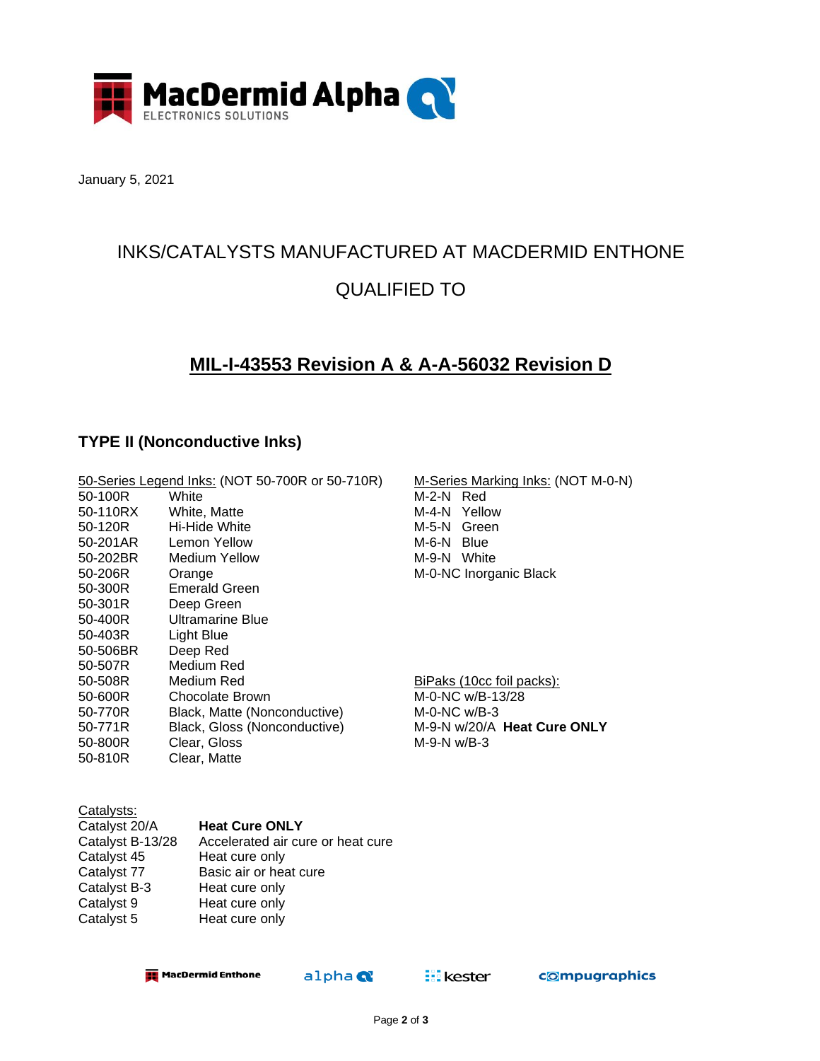January 5, 2021

# INKS/CATALYSTS MANUFACTURED AT MACDERMID ENTHONE

# QUALIFIED TO

## MIL-I-43553 Revision A & A-A-56032 Revision D

### TYPE II (Nonconductive Inks)

50-Series Legend Inks: (NOT 50-700R or 50-710R)

| | |
|---|---|
| 50-100R | White |
| 50-110RX | White, Matte |
| 50-120R | Hi-Hide White |
| 50-201AR | Lemon Yellow |
| 50-202BR | Medium Yellow |
| 50-206R | Orange |
| 50-300R | Emerald Green |
| 50-301R | Deep Green |
| 50-400R | Ultramarine Blue |
| 50-403R | Light Blue |
| 50-506BR | Deep Red |
| 50-507R | Medium Red |
| 50-508R | Medium Red |
| 50-600R | Chocolate Brown |
| 50-770R | Black, Matte (Nonconductive) |
| 50-771R | Black, Gloss (Nonconductive) |
| 50-800R | Clear, Gloss |
| 50-810R | Clear, Matte |

M-Series Marking Inks: (NOT M-0-N)

| | |
|---|---|
| M-2-N | Red |
| M-4-N | Yellow |
| M-5-N | Green |
| M-6-N | Blue |
| M-9-N | White |
| M-0-NC | Inorganic Black |

BiPaks (10cc foil packs):

M-0-NC w/B-13/28
M-0-NC w/B-3
M-9-N w/20/A **Heat Cure ONLY**
M-9-N w/B-3

Catalysts:

| | |
|---|---|
| Catalyst 20/A | **Heat Cure ONLY** |
| Catalyst B-13/28 | Accelerated air cure or heat cure |
| Catalyst 45 | Heat cure only |
| Catalyst 77 | Basic air or heat cure |
| Catalyst B-3 | Heat cure only |
| Catalyst 9 | Heat cure only |
| Catalyst 5 | Heat cure only |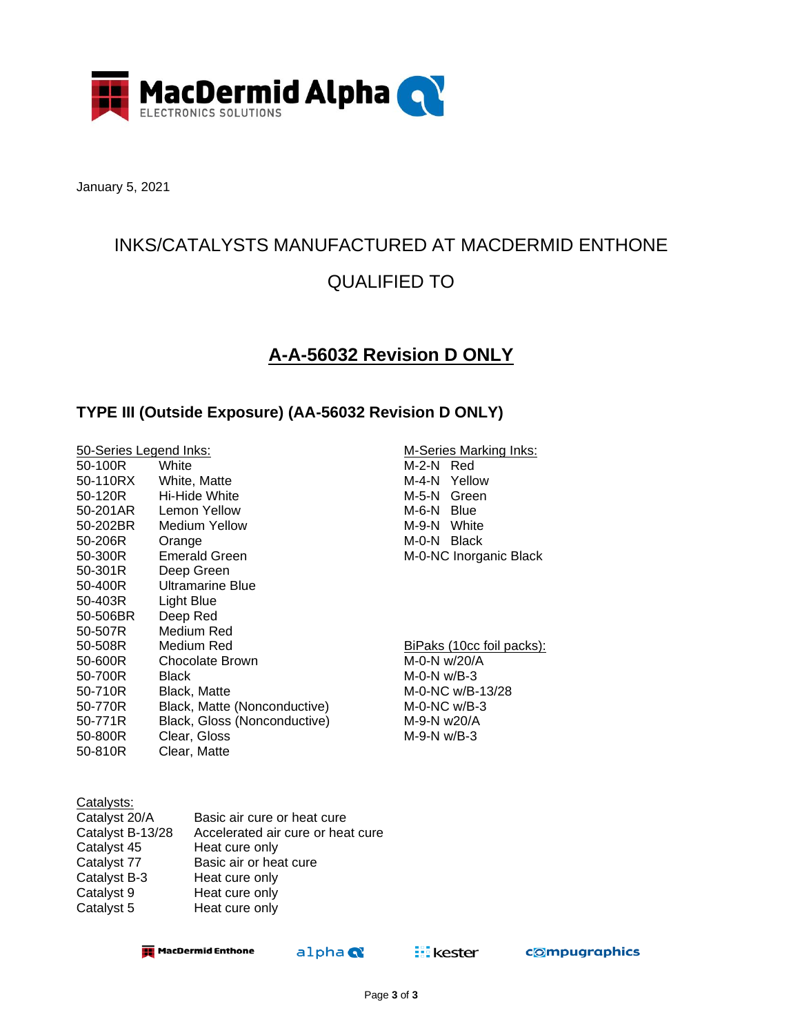January 5, 2021

# INKS/CATALYSTS MANUFACTURED AT MACDERMID ENTHONE

# QUALIFIED TO

## A-A-56032 Revision D ONLY

### TYPE III (Outside Exposure) (AA-56032 Revision D ONLY)

50-Series Legend Inks:

| | |
|---|---|
| 50-100R | White |
| 50-110RX | White, Matte |
| 50-120R | Hi-Hide White |
| 50-201AR | Lemon Yellow |
| 50-202BR | Medium Yellow |
| 50-206R | Orange |
| 50-300R | Emerald Green |
| 50-301R | Deep Green |
| 50-400R | Ultramarine Blue |
| 50-403R | Light Blue |
| 50-506BR | Deep Red |
| 50-507R | Medium Red |
| 50-508R | Medium Red |
| 50-600R | Chocolate Brown |
| 50-700R | Black |
| 50-710R | Black, Matte |
| 50-770R | Black, Matte (Nonconductive) |
| 50-771R | Black, Gloss (Nonconductive) |
| 50-800R | Clear, Gloss |
| 50-810R | Clear, Matte |

M-Series Marking Inks:

| | |
|---|---|
| M-2-N | Red |
| M-4-N | Yellow |
| M-5-N | Green |
| M-6-N | Blue |
| M-9-N | White |
| M-0-N | Black |
| M-0-NC | Inorganic Black |

BiPaks (10cc foil packs):

- M-0-N w/20/A
- M-0-N w/B-3
- M-0-NC w/B-13/28
- M-0-NC w/B-3
- M-9-N w20/A
- M-9-N w/B-3

Catalysts:

| | |
|---|---|
| Catalyst 20/A | Basic air cure or heat cure |
| Catalyst B-13/28 | Accelerated air cure or heat cure |
| Catalyst 45 | Heat cure only |
| Catalyst 77 | Basic air or heat cure |
| Catalyst B-3 | Heat cure only |
| Catalyst 9 | Heat cure only |
| Catalyst 5 | Heat cure only |